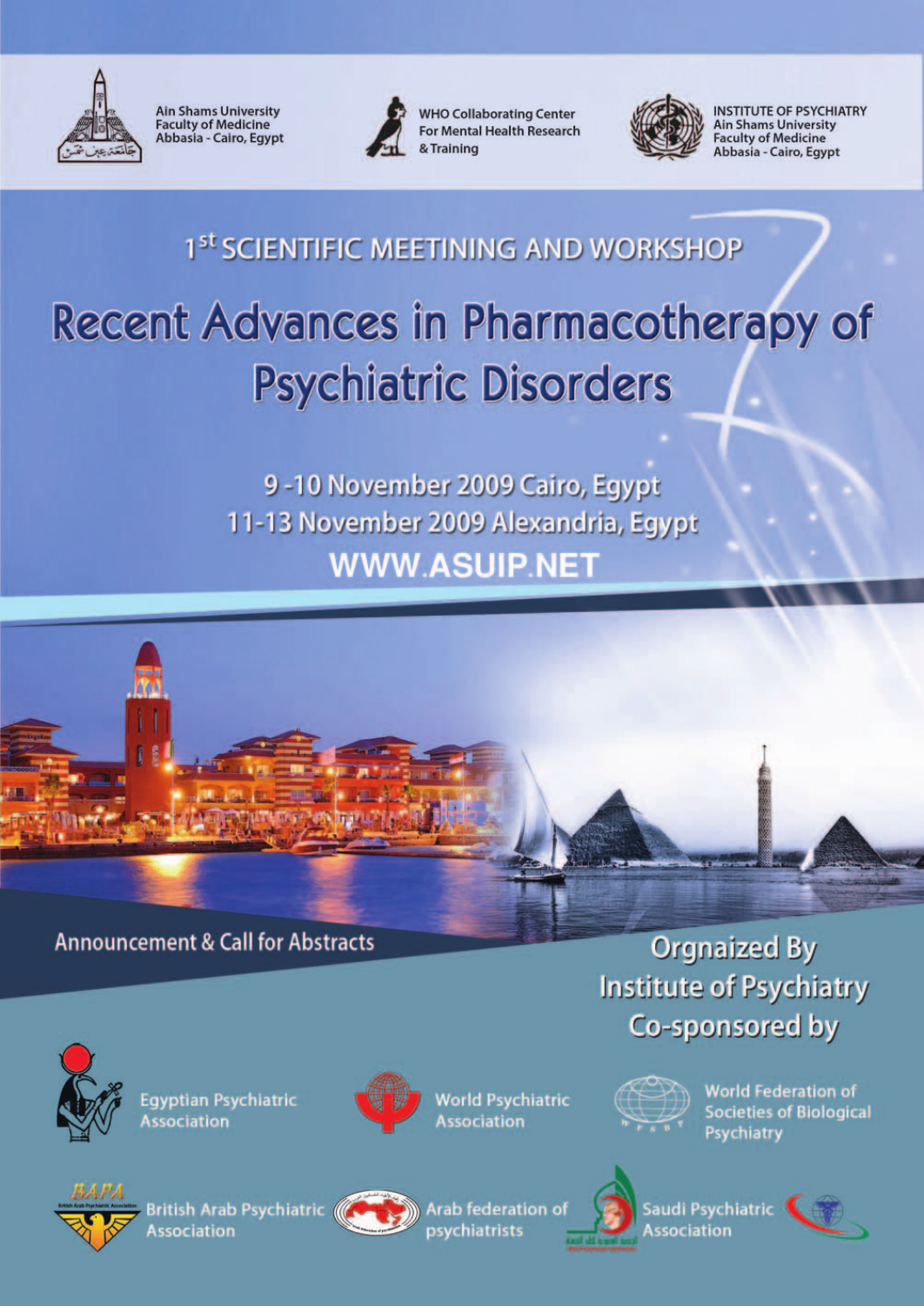Ain Shams University
Faculty of Medicine
Abbasia - Cairo, Egypt

WHO Collaborating Center
For Mental Health Research
& Training

INSTITUTE OF PSYCHIATRY
Ain Shams University
Faculty of Medicine
Abbasia - Cairo, Egypt

1st SCIENTIFIC MEETINING AND WORKSHOP

# Recent Advances in Pharmacotherapy of Psychiatric Disorders

9 -10 November 2009 Cairo, Egypt

11-13 November 2009 Alexandria, Egypt

WWW.ASUIP.NET

Announcement & Call for Abstracts

Orgnaized By
Institute of Psychiatry
Co-sponsored by

Egyptian Psychiatric Association

World Psychiatric Association

World Federation of Societies of Biological Psychiatry

British Arab Psychiatric Association

Arab federation of psychiatrists

Saudi Psychiatric Association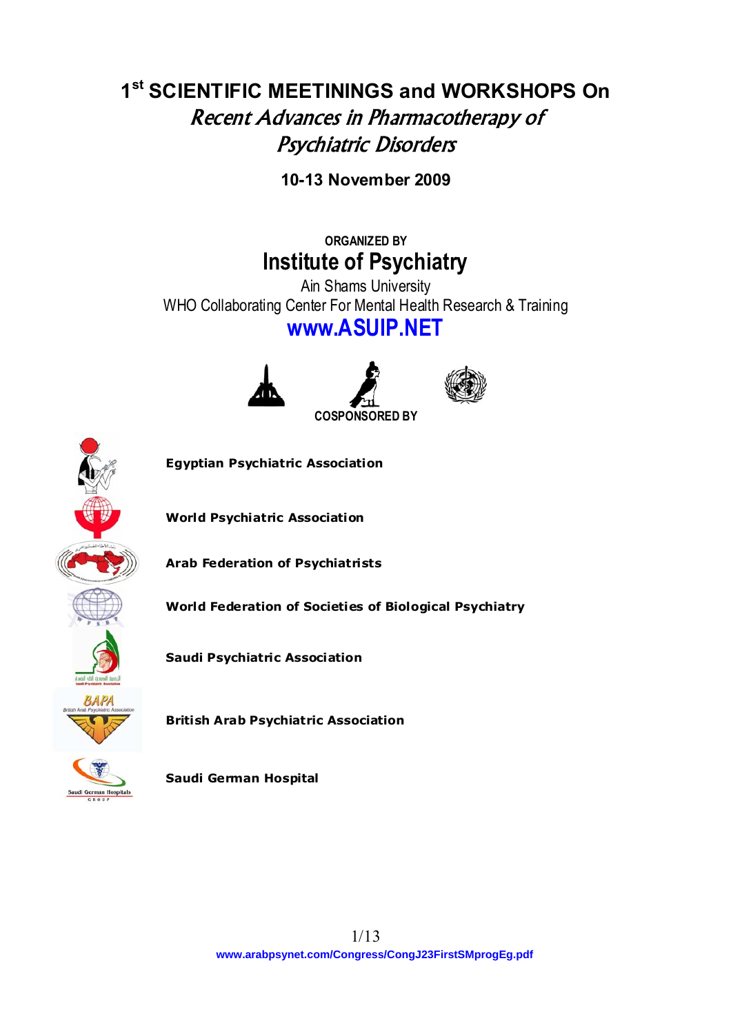# 1st SCIENTIFIC MEETININGS and WORKSHOPS On *Recent Advances in Pharmacotherapy of Psychiatric Disorders*

**10-13 November 2009**

ORGANIZED BY

## Institute of Psychiatry

Ain Shams University

WHO Collaborating Center For Mental Health Research & Training

**www.ASUIP.NET**

COSPONSORED BY

**Egyptian Psychiatric Association**

**World Psychiatric Association**

**Arab Federation of Psychiatrists**

**World Federation of Societies of Biological Psychiatry**

**Saudi Psychiatric Association**

**British Arab Psychiatric Association**

**Saudi German Hospital**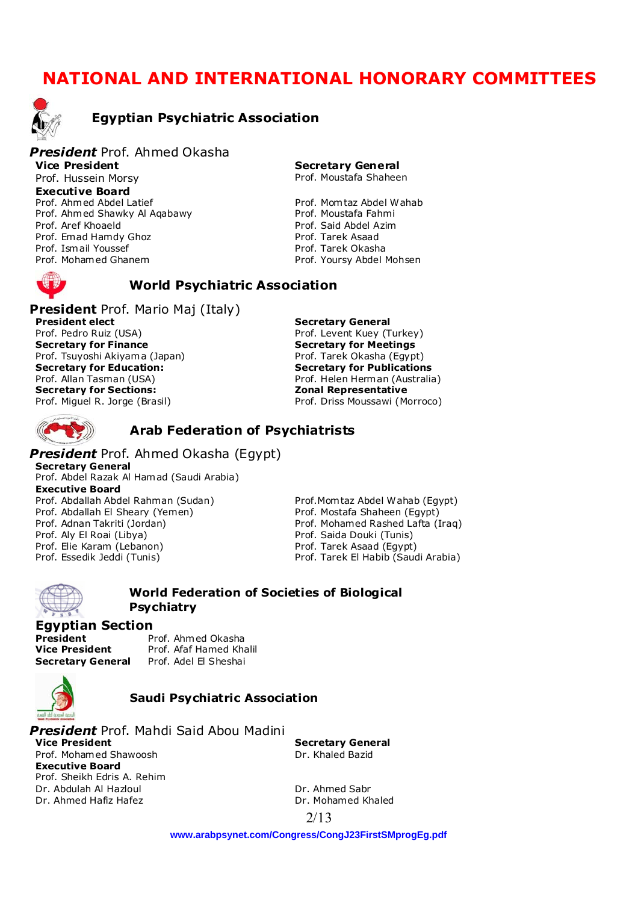# NATIONAL AND INTERNATIONAL HONORARY COMMITTEES

## Egyptian Psychiatric Association

***President*** Prof. Ahmed Okasha

**Vice President**
Prof. Hussein Morsy

**Secretary General**
Prof. Moustafa Shaheen

**Executive Board**
Prof. Ahmed Abdel Latief
Prof. Ahmed Shawky Al Aqabawy
Prof. Aref Khoaeld
Prof. Emad Hamdy Ghoz
Prof. Ismail Youssef
Prof. Mohamed Ghanem
Prof. Momtaz Abdel Wahab
Prof. Moustafa Fahmi
Prof. Said Abdel Azim
Prof. Tarek Asaad
Prof. Tarek Okasha
Prof. Yoursy Abdel Mohsen

## World Psychiatric Association

**President** Prof. Mario Maj (Italy)

**President elect**
Prof. Pedro Ruiz (USA)

**Secretary General**
Prof. Levent Kuey (Turkey)

**Secretary for Finance**
Prof. Tsuyoshi Akiyama (Japan)

**Secretary for Meetings**
Prof. Tarek Okasha (Egypt)

**Secretary for Education:**
Prof. Allan Tasman (USA)

**Secretary for Publications**
Prof. Helen Herman (Australia)

**Secretary for Sections:**
Prof. Miguel R. Jorge (Brasil)

**Zonal Representative**
Prof. Driss Moussawi (Morroco)

## Arab Federation of Psychiatrists

***President*** Prof. Ahmed Okasha (Egypt)

**Secretary General**
Prof. Abdel Razak Al Hamad (Saudi Arabia)

**Executive Board**
Prof. Abdallah Abdel Rahman (Sudan)
Prof. Abdallah El Sheary (Yemen)
Prof. Adnan Takriti (Jordan)
Prof. Aly El Roai (Libya)
Prof. Elie Karam (Lebanon)
Prof. Essedik Jeddi (Tunis)
Prof. Momtaz Abdel Wahab (Egypt)
Prof. Mostafa Shaheen (Egypt)
Prof. Mohamed Rashed Lafta (Iraq)
Prof. Saida Douki (Tunis)
Prof. Tarek Asaad (Egypt)
Prof. Tarek El Habib (Saudi Arabia)

## World Federation of Societies of Biological Psychiatry

### Egyptian Section

**President** Prof. Ahmed Okasha
**Vice President** Prof. Afaf Hamed Khalil
**Secretary General** Prof. Adel El Sheshai

## Saudi Psychiatric Association

***President*** Prof. Mahdi Said Abou Madini

**Vice President**
Prof. Mohamed Shawoosh

**Secretary General**
Dr. Khaled Bazid

**Executive Board**
Prof. Sheikh Edris A. Rehim
Dr. Abdulah Al Hazloul
Dr. Ahmed Hafiz Hafez
Dr. Ahmed Sabr
Dr. Mohamed Khaled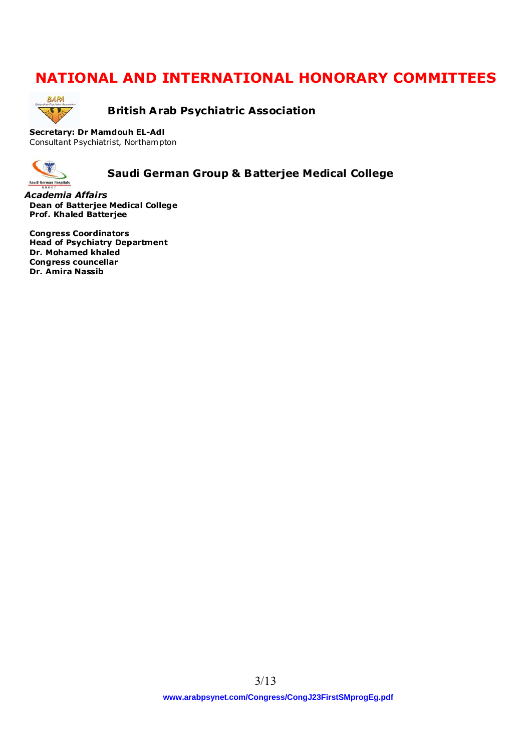# NATIONAL AND INTERNATIONAL HONORARY COMMITTEES

## British Arab Psychiatric Association

**Secretary: Dr Mamdouh EL-Adl**
Consultant Psychiatrist, Northampton

## Saudi German Group & Batterjee Medical College

***Academia Affairs***
**Dean of Batterjee Medical College**
**Prof. Khaled Batterjee**

**Congress Coordinators**
**Head of Psychiatry Department**
**Dr. Mohamed khaled**
**Congress councellar**
**Dr. Amira Nassib**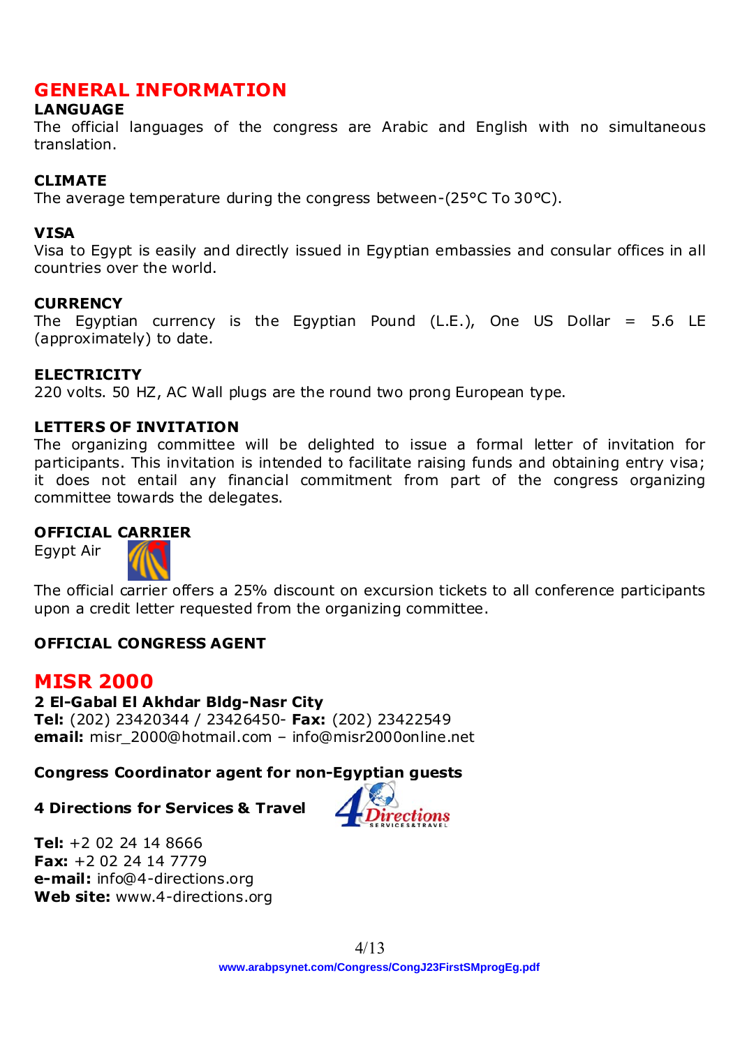# GENERAL INFORMATION

**LANGUAGE**
The official languages of the congress are Arabic and English with no simultaneous translation.

**CLIMATE**
The average temperature during the congress between-(25°C To 30°C).

**VISA**
Visa to Egypt is easily and directly issued in Egyptian embassies and consular offices in all countries over the world.

**CURRENCY**
The Egyptian currency is the Egyptian Pound (L.E.), One US Dollar = 5.6 LE (approximately) to date.

**ELECTRICITY**
220 volts. 50 HZ, AC Wall plugs are the round two prong European type.

**LETTERS OF INVITATION**
The organizing committee will be delighted to issue a formal letter of invitation for participants. This invitation is intended to facilitate raising funds and obtaining entry visa; it does not entail any financial commitment from part of the congress organizing committee towards the delegates.

**OFFICIAL CARRIER**
Egypt Air

The official carrier offers a 25% discount on excursion tickets to all conference participants upon a credit letter requested from the organizing committee.

**OFFICIAL CONGRESS AGENT**

## MISR 2000

**2 El-Gabal El Akhdar Bldg-Nasr City**
**Tel:** (202) 23420344 / 23426450- **Fax:** (202) 23422549
**email:** misr_2000@hotmail.com – info@misr2000online.net

**Congress Coordinator agent for non-Egyptian guests**

**4 Directions for Services & Travel**

**Tel:** +2 02 24 14 8666
**Fax:** +2 02 24 14 7779
**e-mail:** info@4-directions.org
**Web site:** www.4-directions.org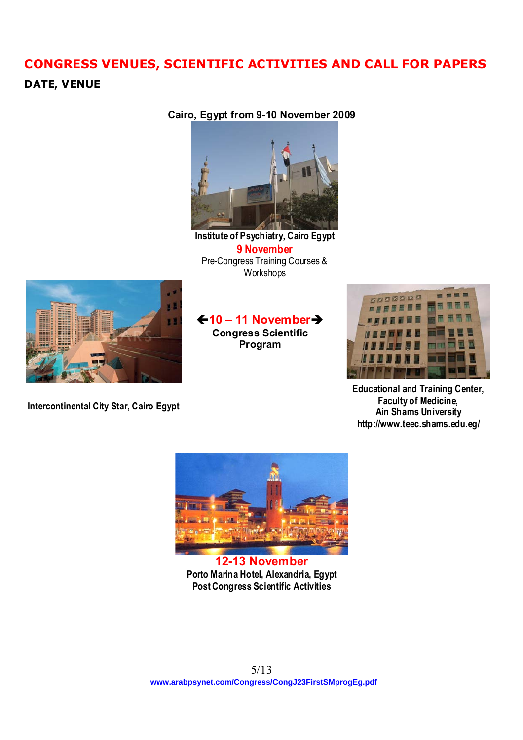# CONGRESS VENUES, SCIENTIFIC ACTIVITIES AND CALL FOR PAPERS

## DATE, VENUE

**Cairo, Egypt from 9-10 November 2009**

**Institute of Psychiatry, Cairo Egypt**

**9 November**

Pre-Congress Training Courses & Workshops

**←10 – 11 November→**

**Congress Scientific Program**

**Intercontinental City Star, Cairo Egypt**

**Educational and Training Center, Faculty of Medicine, Ain Shams University**
**http://www.teec.shams.edu.eg/**

**12-13 November**

**Porto Marina Hotel, Alexandria, Egypt**
**Post Congress Scientific Activities**

**www.arabpsynet.com/Congress/CongJ23FirstSMprogEg.pdf**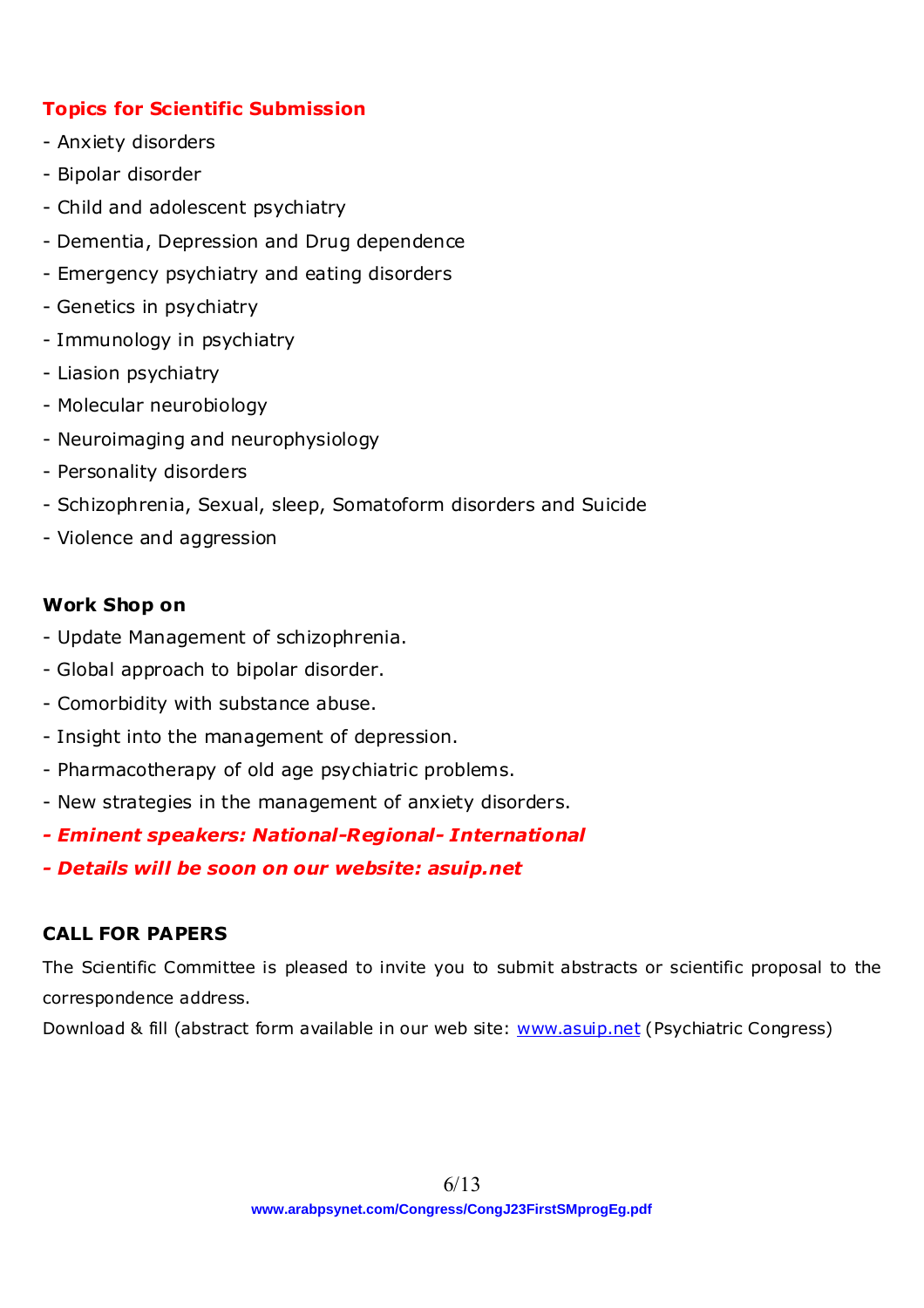## Topics for Scientific Submission

- Anxiety disorders
- Bipolar disorder
- Child and adolescent psychiatry
- Dementia, Depression and Drug dependence
- Emergency psychiatry and eating disorders
- Genetics in psychiatry
- Immunology in psychiatry
- Liasion psychiatry
- Molecular neurobiology
- Neuroimaging and neurophysiology
- Personality disorders
- Schizophrenia, Sexual, sleep, Somatoform disorders and Suicide
- Violence and aggression

### Work Shop on

- Update Management of schizophrenia.
- Global approach to bipolar disorder.
- Comorbidity with substance abuse.
- Insight into the management of depression.
- Pharmacotherapy of old age psychiatric problems.
- New strategies in the management of anxiety disorders.
- ***Eminent speakers: National-Regional- International***
- ***Details will be soon on our website: asuip.net***

### CALL FOR PAPERS

The Scientific Committee is pleased to invite you to submit abstracts or scientific proposal to the correspondence address.

Download & fill (abstract form available in our web site: [www.asuip.net](http://www.asuip.net) (Psychiatric Congress)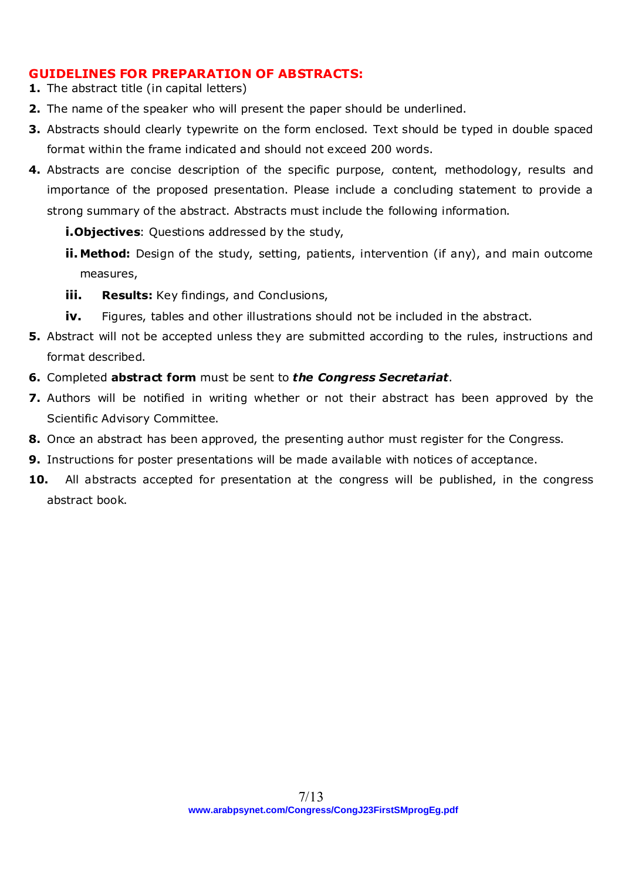## GUIDELINES FOR PREPARATION OF ABSTRACTS:

1. The abstract title (in capital letters)
2. The name of the speaker who will present the paper should be underlined.
3. Abstracts should clearly typewrite on the form enclosed. Text should be typed in double spaced format within the frame indicated and should not exceed 200 words.
4. Abstracts are concise description of the specific purpose, content, methodology, results and importance of the proposed presentation. Please include a concluding statement to provide a strong summary of the abstract. Abstracts must include the following information.
   - **i. Objectives**: Questions addressed by the study,
   - **ii. Method:** Design of the study, setting, patients, intervention (if any), and main outcome measures,
   - **iii. Results:** Key findings, and Conclusions,
   - **iv.** Figures, tables and other illustrations should not be included in the abstract.
5. Abstract will not be accepted unless they are submitted according to the rules, instructions and format described.
6. Completed **abstract form** must be sent to ***the Congress Secretariat***.
7. Authors will be notified in writing whether or not their abstract has been approved by the Scientific Advisory Committee.
8. Once an abstract has been approved, the presenting author must register for the Congress.
9. Instructions for poster presentations will be made available with notices of acceptance.
10. All abstracts accepted for presentation at the congress will be published, in the congress abstract book.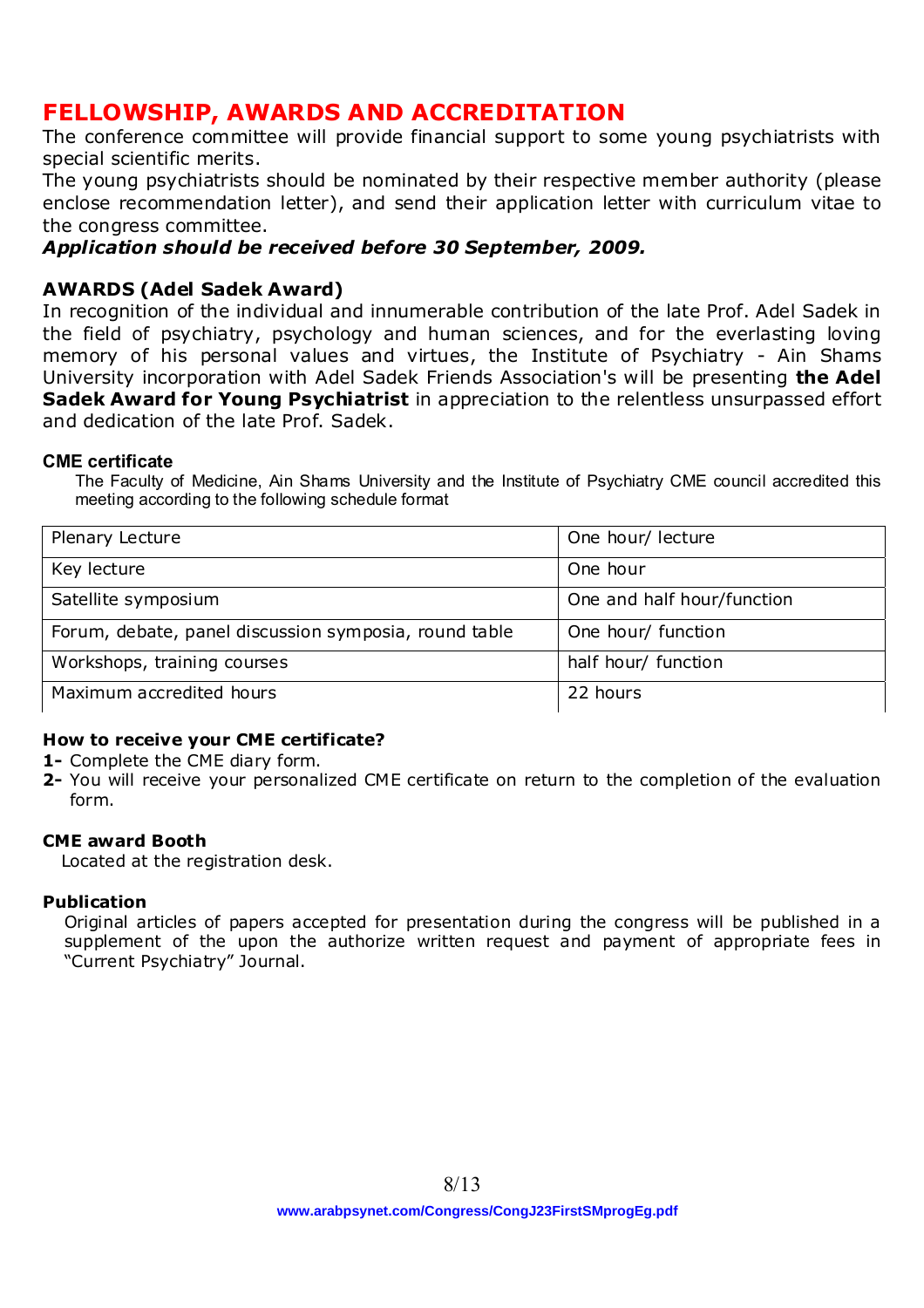# FELLOWSHIP, AWARDS AND ACCREDITATION

The conference committee will provide financial support to some young psychiatrists with special scientific merits.

The young psychiatrists should be nominated by their respective member authority (please enclose recommendation letter), and send their application letter with curriculum vitae to the congress committee.

***Application should be received before 30 September, 2009.***

### AWARDS (Adel Sadek Award)

In recognition of the individual and innumerable contribution of the late Prof. Adel Sadek in the field of psychiatry, psychology and human sciences, and for the everlasting loving memory of his personal values and virtues, the Institute of Psychiatry - Ain Shams University incorporation with Adel Sadek Friends Association's will be presenting **the Adel Sadek Award for Young Psychiatrist** in appreciation to the relentless unsurpassed effort and dedication of the late Prof. Sadek.

### CME certificate

The Faculty of Medicine, Ain Shams University and the Institute of Psychiatry CME council accredited this meeting according to the following schedule format

| | |
|---|---|
| Plenary Lecture | One hour/ lecture |
| Key lecture | One hour |
| Satellite symposium | One and half hour/function |
| Forum, debate, panel discussion symposia, round table | One hour/ function |
| Workshops, training courses | half hour/ function |
| Maximum accredited hours | 22 hours |

### How to receive your CME certificate?

**1-** Complete the CME diary form.

**2-** You will receive your personalized CME certificate on return to the completion of the evaluation form.

### CME award Booth

Located at the registration desk.

### Publication

Original articles of papers accepted for presentation during the congress will be published in a supplement of the upon the authorize written request and payment of appropriate fees in "Current Psychiatry" Journal.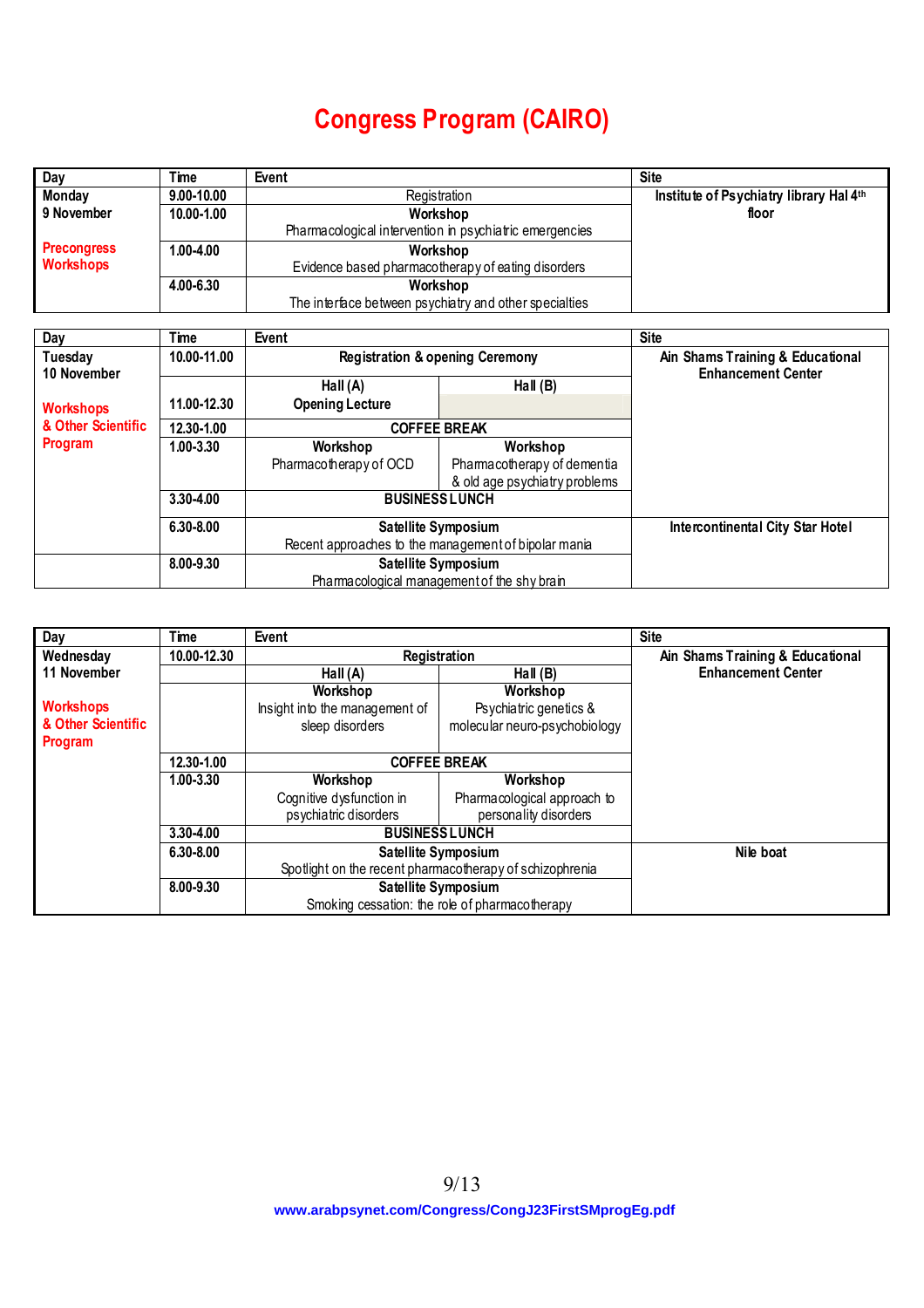# Congress Program (CAIRO)

| Day | Time | Event | | Site |
|---|---|---|---|---|
| Monday<br>9 November<br><br>Precongress Workshops | 9.00-10.00 | Registration | | Institute of Psychiatry library Hal 4th floor |
| | 10.00-1.00 | **Workshop**<br>Pharmacological intervention in psychiatric emergencies | | |
| | 1.00-4.00 | **Workshop**<br>Evidence based pharmacotherapy of eating disorders | | |
| | 4.00-6.30 | **Workshop**<br>The interface between psychiatry and other specialties | | |

| Day | Time | Event | | Site |
|---|---|---|---|---|
| Tuesday<br>10 November<br><br>Workshops & Other Scientific Program | 10.00-11.00 | **Registration & opening Ceremony** | | Ain Shams Training & Educational Enhancement Center |
| | | **Hall (A)** | **Hall (B)** | |
| | 11.00-12.30 | **Opening Lecture** | | |
| | 12.30-1.00 | **COFFEE BREAK** | | |
| | 1.00-3.30 | **Workshop**<br>Pharmacotherapy of OCD | **Workshop**<br>Pharmacotherapy of dementia & old age psychiatry problems | |
| | 3.30-4.00 | **BUSINESS LUNCH** | | |
| | 6.30-8.00 | **Satellite Symposium**<br>Recent approaches to the management of bipolar mania | | Intercontinental City Star Hotel |
| | 8.00-9.30 | **Satellite Symposium**<br>Pharmacological management of the shy brain | | |

| Day | Time | Event | | Site |
|---|---|---|---|---|
| Wednesday<br>11 November<br><br>Workshops & Other Scientific Program | 10.00-12.30 | **Registration** | | Ain Shams Training & Educational Enhancement Center |
| | | **Hall (A)** | **Hall (B)** | |
| | | **Workshop**<br>Insight into the management of sleep disorders | **Workshop**<br>Psychiatric genetics & molecular neuro-psychobiology | |
| | 12.30-1.00 | **COFFEE BREAK** | | |
| | 1.00-3.30 | **Workshop**<br>Cognitive dysfunction in psychiatric disorders | **Workshop**<br>Pharmacological approach to personality disorders | |
| | 3.30-4.00 | **BUSINESS LUNCH** | | |
| | 6.30-8.00 | **Satellite Symposium**<br>Spotlight on the recent pharmacotherapy of schizophrenia | | Nile boat |
| | 8.00-9.30 | **Satellite Symposium**<br>Smoking cessation: the role of pharmacotherapy | | |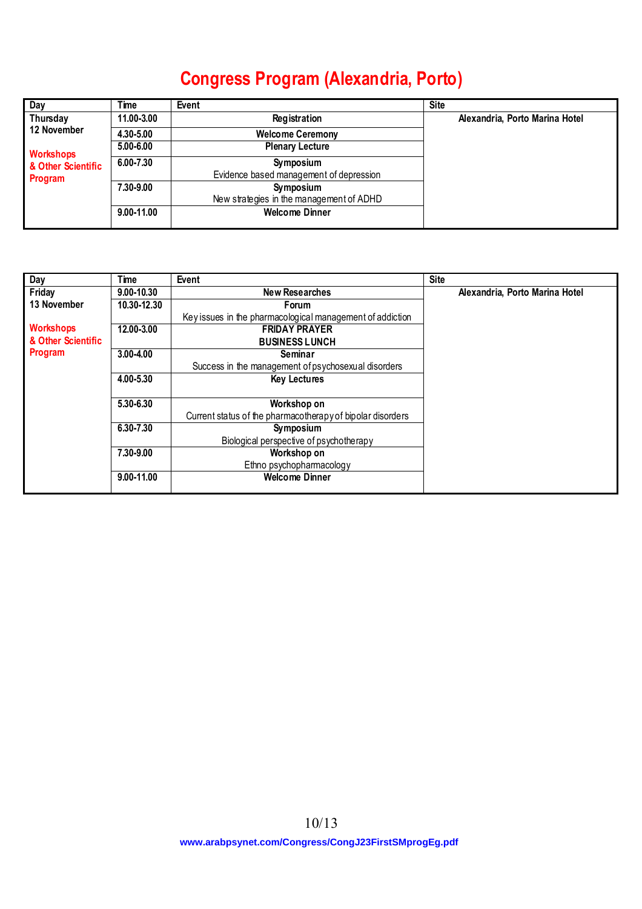# Congress Program (Alexandria, Porto)

| Day | Time | Event | Site |
|---|---|---|---|
| Thursday 12 November<br><br>Workshops & Other Scientific Program | 11.00-3.00 | Registration | Alexandria, Porto Marina Hotel |
| | 4.30-5.00 | Welcome Ceremony | |
| | 5.00-6.00 | Plenary Lecture | |
| | 6.00-7.30 | **Symposium**<br>Evidence based management of depression | |
| | 7.30-9.00 | **Symposium**<br>New strategies in the management of ADHD | |
| | 9.00-11.00 | Welcome Dinner | |

| Day | Time | Event | Site |
|---|---|---|---|
| Friday 13 November<br><br>Workshops & Other Scientific Program | 9.00-10.30 | New Researches | Alexandria, Porto Marina Hotel |
| | 10.30-12.30 | **Forum**<br>Key issues in the pharmacological management of addiction | |
| | 12.00-3.00 | FRIDAY PRAYER<br>BUSINESS LUNCH | |
| | 3.00-4.00 | **Seminar**<br>Success in the management of psychosexual disorders | |
| | 4.00-5.30 | Key Lectures | |
| | 5.30-6.30 | **Workshop on**<br>Current status of the pharmacotherapy of bipolar disorders | |
| | 6.30-7.30 | **Symposium**<br>Biological perspective of psychotherapy | |
| | 7.30-9.00 | **Workshop on**<br>Ethno psychopharmacology | |
| | 9.00-11.00 | Welcome Dinner | |

www.arabpsynet.com/Congress/CongJ23FirstSMprogEg.pdf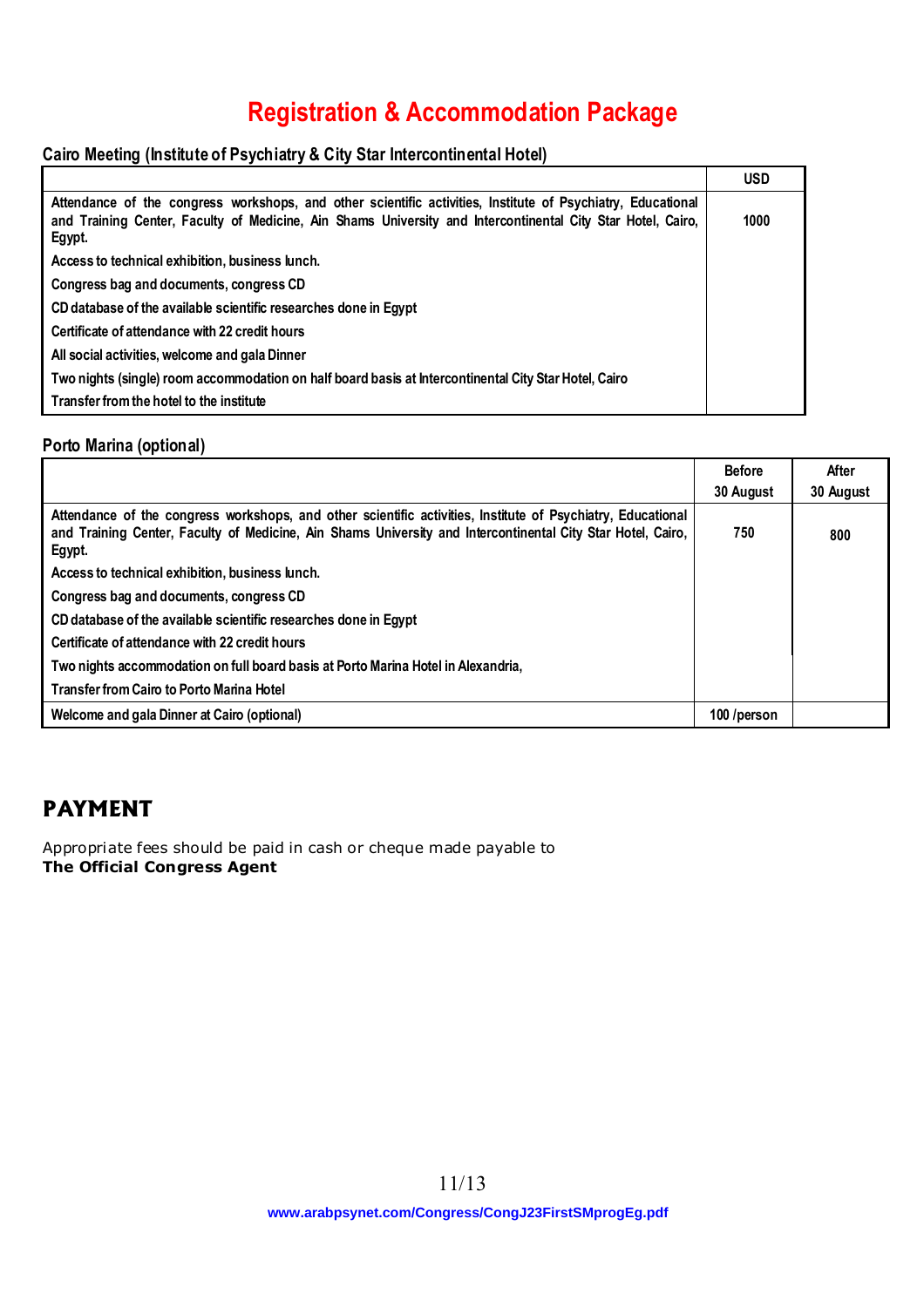# Registration & Accommodation Package

### Cairo Meeting (Institute of Psychiatry & City Star Intercontinental Hotel)

| | USD |
|---|---|
| Attendance of the congress workshops, and other scientific activities, Institute of Psychiatry, Educational and Training Center, Faculty of Medicine, Ain Shams University and Intercontinental City Star Hotel, Cairo, Egypt. | 1000 |
| Access to technical exhibition, business lunch. | |
| Congress bag and documents, congress CD | |
| CD database of the available scientific researches done in Egypt | |
| Certificate of attendance with 22 credit hours | |
| All social activities, welcome and gala Dinner | |
| Two nights (single) room accommodation on half board basis at Intercontinental City Star Hotel, Cairo | |
| Transfer from the hotel to the institute | |

### Porto Marina (optional)

| | Before 30 August | After 30 August |
|---|---|---|
| Attendance of the congress workshops, and other scientific activities, Institute of Psychiatry, Educational and Training Center, Faculty of Medicine, Ain Shams University and Intercontinental City Star Hotel, Cairo, Egypt. | 750 | 800 |
| Access to technical exhibition, business lunch. | | |
| Congress bag and documents, congress CD | | |
| CD database of the available scientific researches done in Egypt | | |
| Certificate of attendance with 22 credit hours | | |
| Two nights accommodation on full board basis at Porto Marina Hotel in Alexandria, | | |
| Transfer from Cairo to Porto Marina Hotel | | |
| Welcome and gala Dinner at Cairo (optional) | 100 /person | |

## PAYMENT

Appropriate fees should be paid in cash or cheque made payable to
**The Official Congress Agent**

www.arabpsynet.com/Congress/CongJ23FirstSMprogEg.pdf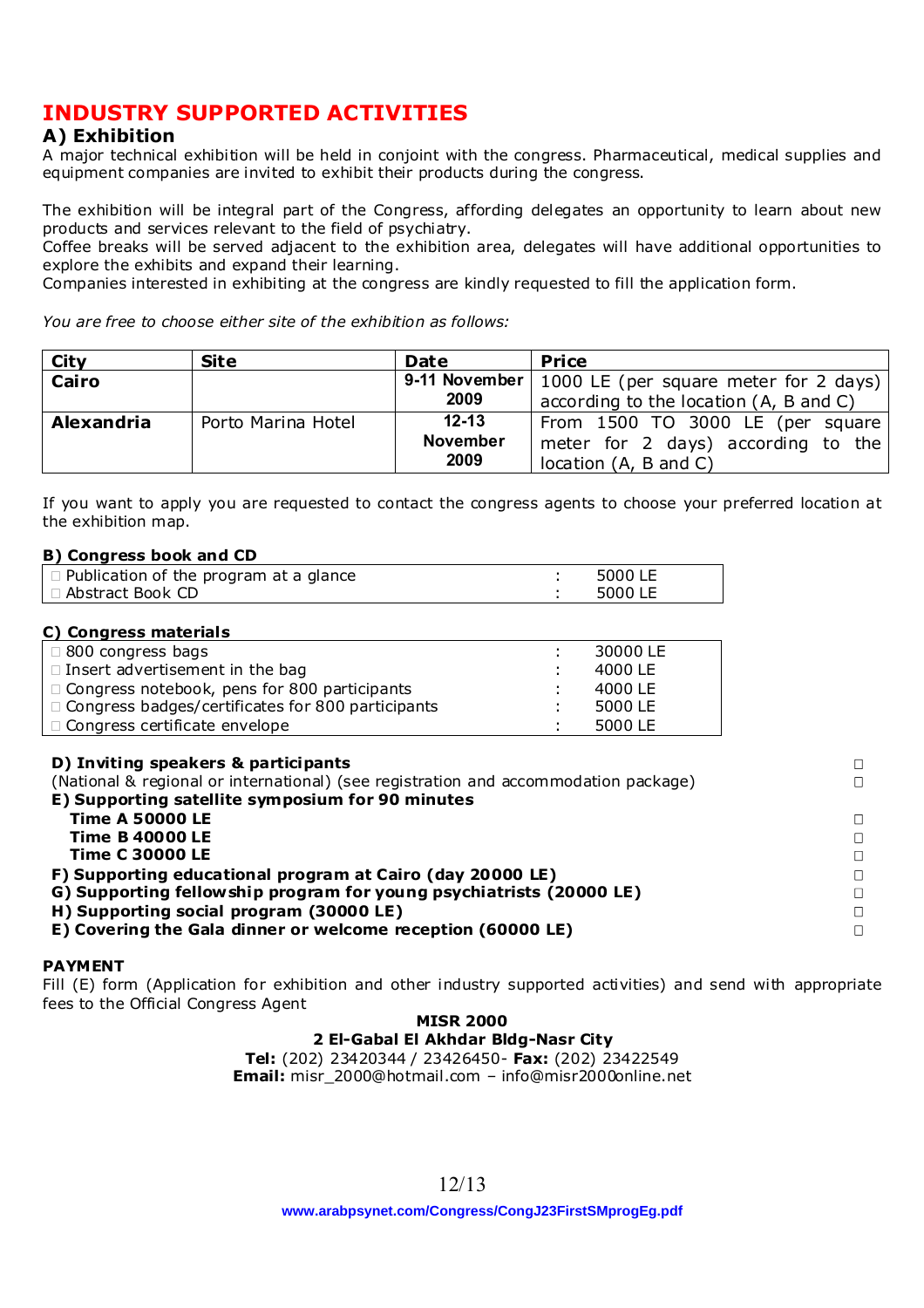# INDUSTRY SUPPORTED ACTIVITIES

## A) Exhibition

A major technical exhibition will be held in conjoint with the congress. Pharmaceutical, medical supplies and equipment companies are invited to exhibit their products during the congress.

The exhibition will be integral part of the Congress, affording delegates an opportunity to learn about new products and services relevant to the field of psychiatry.
Coffee breaks will be served adjacent to the exhibition area, delegates will have additional opportunities to explore the exhibits and expand their learning.
Companies interested in exhibiting at the congress are kindly requested to fill the application form.

*You are free to choose either site of the exhibition as follows:*

| City | Site | Date | Price |
|---|---|---|---|
| **Cairo** | | **9-11 November 2009** | 1000 LE (per square meter for 2 days) according to the location (A, B and C) |
| **Alexandria** | Porto Marina Hotel | **12-13 November 2009** | From 1500 TO 3000 LE (per square meter for 2 days) according to the location (A, B and C) |

If you want to apply you are requested to contact the congress agents to choose your preferred location at the exhibition map.

## B) Congress book and CD

| | | |
|---|---|---|
| □ Publication of the program at a glance | : | 5000 LE |
| □ Abstract Book CD | : | 5000 LE |

## C) Congress materials

| | | |
|---|---|---|
| □ 800 congress bags | : | 30000 LE |
| □ Insert advertisement in the bag | : | 4000 LE |
| □ Congress notebook, pens for 800 participants | : | 4000 LE |
| □ Congress badges/certificates for 800 participants | : | 5000 LE |
| □ Congress certificate envelope | : | 5000 LE |

**D) Inviting speakers & participants** □
(National & regional or international) (see registration and accommodation package) □
**E) Supporting satellite symposium for 90 minutes**
- **Time A 50000 LE** □
- **Time B 40000 LE** □
- **Time C 30000 LE** □

**F) Supporting educational program at Cairo (day 20000 LE)** □
**G) Supporting fellowship program for young psychiatrists (20000 LE)** □
**H) Supporting social program (30000 LE)** □
**E) Covering the Gala dinner or welcome reception (60000 LE)** □

**PAYMENT**
Fill (E) form (Application for exhibition and other industry supported activities) and send with appropriate fees to the Official Congress Agent

**MISR 2000**
**2 El-Gabal El Akhdar Bldg-Nasr City**
**Tel:** (202) 23420344 / 23426450- **Fax:** (202) 23422549
**Email:** misr_2000@hotmail.com – info@misr2000online.net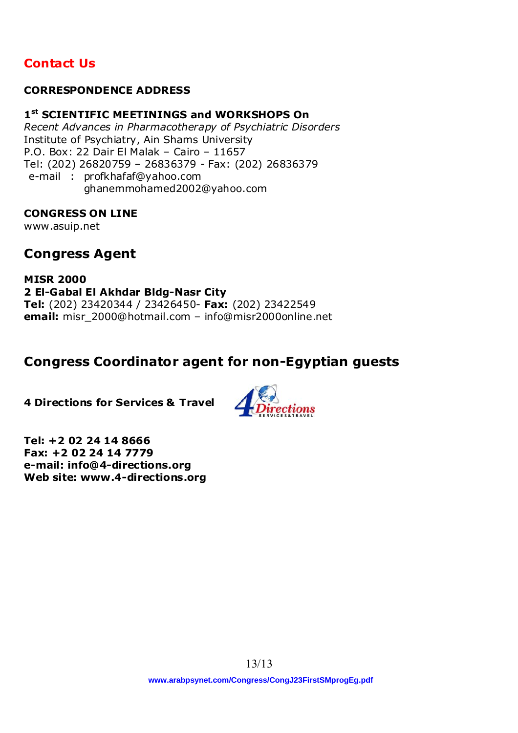## Contact Us

**CORRESPONDENCE ADDRESS**

**1st SCIENTIFIC MEETININGS and WORKSHOPS On**
*Recent Advances in Pharmacotherapy of Psychiatric Disorders*
Institute of Psychiatry, Ain Shams University
P.O. Box: 22 Dair El Malak – Cairo – 11657
Tel: (202) 26820759 – 26836379 - Fax: (202) 26836379
e-mail : profkhafaf@yahoo.com
ghanemmohamed2002@yahoo.com

**CONGRESS ON LINE**
www.asuip.net

## Congress Agent

**MISR 2000**
**2 El-Gabal El Akhdar Bldg-Nasr City**
**Tel:** (202) 23420344 / 23426450- **Fax:** (202) 23422549
**email:** misr_2000@hotmail.com – info@misr2000online.net

## Congress Coordinator agent for non-Egyptian guests

**4 Directions for Services & Travel**

**Tel: +2 02 24 14 8666**
**Fax: +2 02 24 14 7779**
**e-mail: info@4-directions.org**
**Web site: www.4-directions.org**